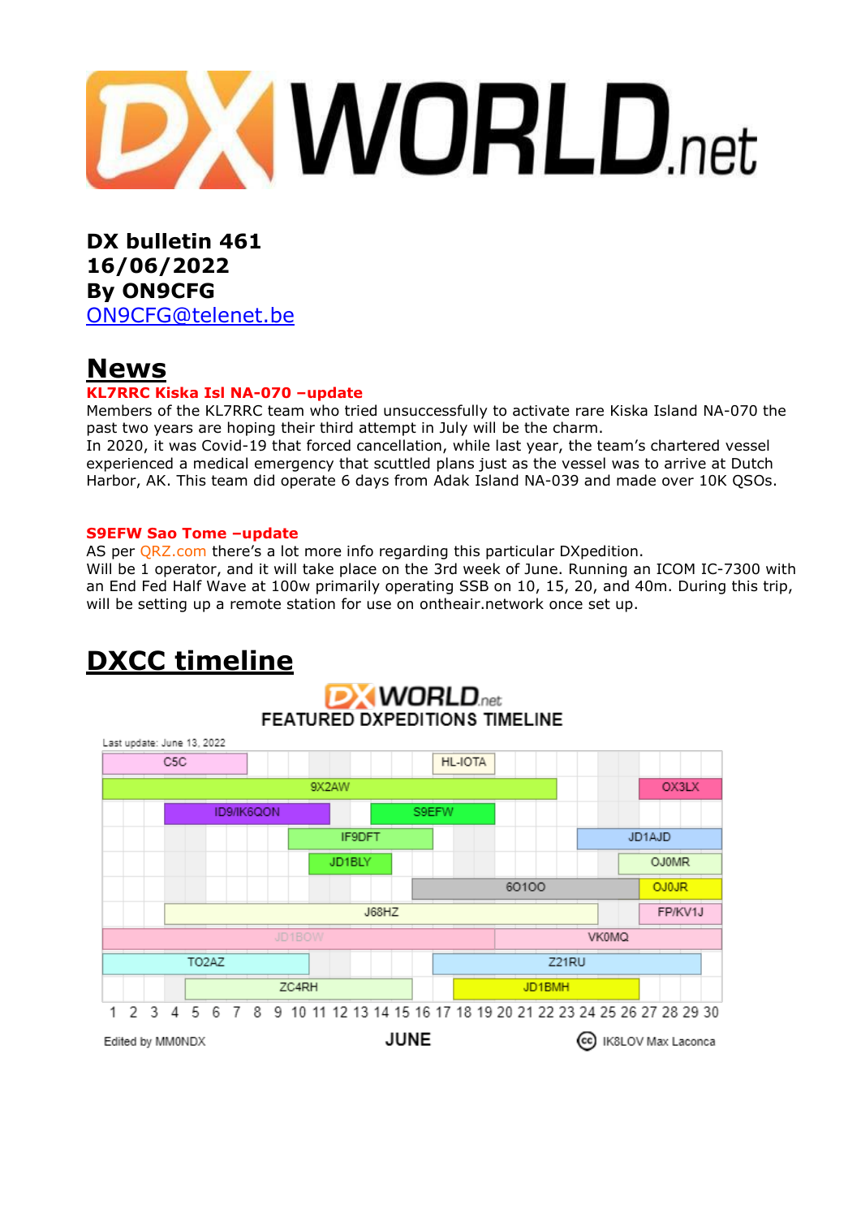DX bulletin 461
16/06/2022
By ON9CFG
ON9CFG@telenet.be

# News

**KL7RRC Kiska Isl NA-070 –update**

Members of the KL7RRC team who tried unsuccessfully to activate rare Kiska Island NA-070 the past two years are hoping their third attempt in July will be the charm.
In 2020, it was Covid-19 that forced cancellation, while last year, the team's chartered vessel experienced a medical emergency that scuttled plans just as the vessel was to arrive at Dutch Harbor, AK. This team did operate 6 days from Adak Island NA-039 and made over 10K QSOs.

**S9EFW Sao Tome –update**

AS per QRZ.com there's a lot more info regarding this particular DXpedition.
Will be 1 operator, and it will take place on the 3rd week of June. Running an ICOM IC-7300 with an End Fed Half Wave at 100w primarily operating SSB on 10, 15, 20, and 40m. During this trip, will be setting up a remote station for use on ontheair.network once set up.

# DXCC timeline

DX WORLD.net
FEATURED DXPEDITIONS TIMELINE

Last update: June 13, 2022

C5C, HL-IOTA, 9X2AW, OX3LX, ID9/IK6QON, S9EFW, IF9DFT, JD1AJD, JD1BLY, OJ0MR, 6O1OO, OJ0JR, J68HZ, FP/KV1J, JD1BOW, VK0MQ, TO2AZ, Z21RU, ZC4RH, JD1BMH

1 2 3 4 5 6 7 8 9 10 11 12 13 14 15 16 17 18 19 20 21 22 23 24 25 26 27 28 29 30

Edited by MM0NDX — JUNE — IK8LOV Max Laconca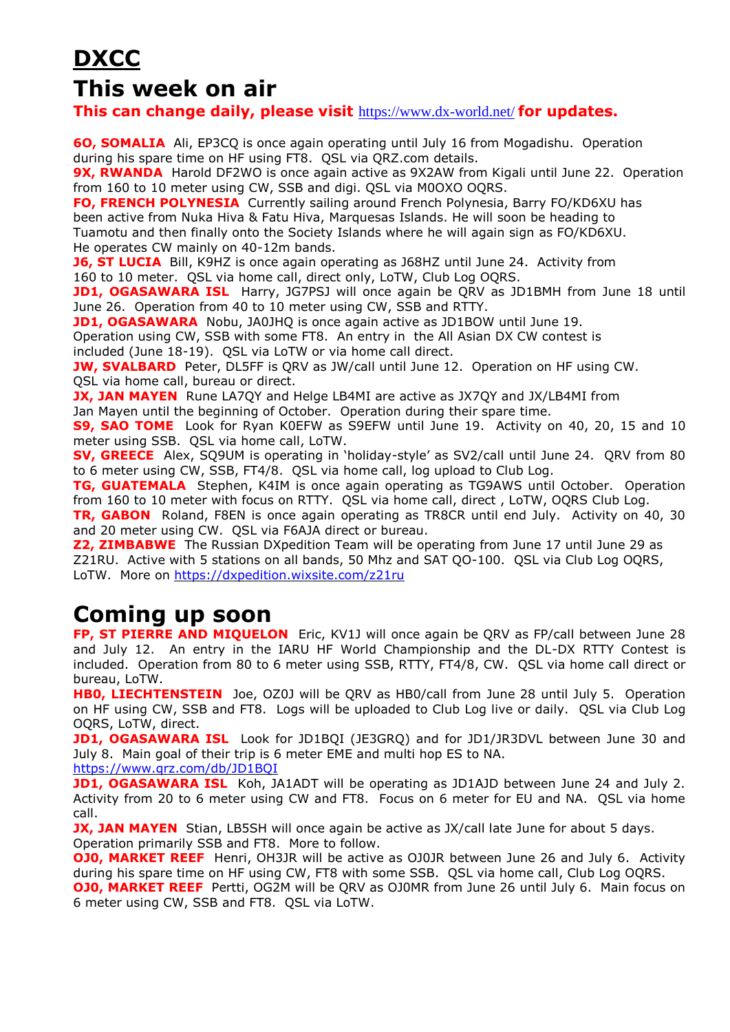# DXCC

# This week on air

**This can change daily, please visit https://www.dx-world.net/ for updates.**

**6O, SOMALIA** Ali, EP3CQ is once again operating until July 16 from Mogadishu. Operation during his spare time on HF using FT8. QSL via QRZ.com details.

**9X, RWANDA** Harold DF2WO is once again active as 9X2AW from Kigali until June 22. Operation from 160 to 10 meter using CW, SSB and digi. QSL via M0OXO OQRS.

**FO, FRENCH POLYNESIA** Currently sailing around French Polynesia, Barry FO/KD6XU has been active from Nuka Hiva & Fatu Hiva, Marquesas Islands. He will soon be heading to Tuamotu and then finally onto the Society Islands where he will again sign as FO/KD6XU. He operates CW mainly on 40-12m bands.

**J6, ST LUCIA** Bill, K9HZ is once again operating as J68HZ until June 24. Activity from 160 to 10 meter. QSL via home call, direct only, LoTW, Club Log OQRS.

**JD1, OGASAWARA ISL** Harry, JG7PSJ will once again be QRV as JD1BMH from June 18 until June 26. Operation from 40 to 10 meter using CW, SSB and RTTY.

**JD1, OGASAWARA** Nobu, JA0JHQ is once again active as JD1BOW until June 19. Operation using CW, SSB with some FT8. An entry in the All Asian DX CW contest is included (June 18-19). QSL via LoTW or via home call direct.

**JW, SVALBARD** Peter, DL5FF is QRV as JW/call until June 12. Operation on HF using CW. QSL via home call, bureau or direct.

**JX, JAN MAYEN** Rune LA7QY and Helge LB4MI are active as JX7QY and JX/LB4MI from Jan Mayen until the beginning of October. Operation during their spare time.

**S9, SAO TOME** Look for Ryan K0EFW as S9EFW until June 19. Activity on 40, 20, 15 and 10 meter using SSB. QSL via home call, LoTW.

**SV, GREECE** Alex, SQ9UM is operating in 'holiday-style' as SV2/call until June 24. QRV from 80 to 6 meter using CW, SSB, FT4/8. QSL via home call, log upload to Club Log.

**TG, GUATEMALA** Stephen, K4IM is once again operating as TG9AWS until October. Operation from 160 to 10 meter with focus on RTTY. QSL via home call, direct , LoTW, OQRS Club Log.

**TR, GABON** Roland, F8EN is once again operating as TR8CR until end July. Activity on 40, 30 and 20 meter using CW. QSL via F6AJA direct or bureau.

**Z2, ZIMBABWE** The Russian DXpedition Team will be operating from June 17 until June 29 as Z21RU. Active with 5 stations on all bands, 50 Mhz and SAT QO-100. QSL via Club Log OQRS, LoTW. More on https://dxpedition.wixsite.com/z21ru

# Coming up soon

**FP, ST PIERRE AND MIQUELON** Eric, KV1J will once again be QRV as FP/call between June 28 and July 12. An entry in the IARU HF World Championship and the DL-DX RTTY Contest is included. Operation from 80 to 6 meter using SSB, RTTY, FT4/8, CW. QSL via home call direct or bureau, LoTW.

**HB0, LIECHTENSTEIN** Joe, OZ0J will be QRV as HB0/call from June 28 until July 5. Operation on HF using CW, SSB and FT8. Logs will be uploaded to Club Log live or daily. QSL via Club Log OQRS, LoTW, direct.

**JD1, OGASAWARA ISL** Look for JD1BQI (JE3GRQ) and for JD1/JR3DVL between June 30 and July 8. Main goal of their trip is 6 meter EME and multi hop ES to NA.
https://www.qrz.com/db/JD1BQI

**JD1, OGASAWARA ISL** Koh, JA1ADT will be operating as JD1AJD between June 24 and July 2. Activity from 20 to 6 meter using CW and FT8. Focus on 6 meter for EU and NA. QSL via home call.

**JX, JAN MAYEN** Stian, LB5SH will once again be active as JX/call late June for about 5 days. Operation primarily SSB and FT8. More to follow.

**OJ0, MARKET REEF** Henri, OH3JR will be active as OJ0JR between June 26 and July 6. Activity during his spare time on HF using CW, FT8 with some SSB. QSL via home call, Club Log OQRS.

**OJ0, MARKET REEF** Pertti, OG2M will be QRV as OJ0MR from June 26 until July 6. Main focus on 6 meter using CW, SSB and FT8. QSL via LoTW.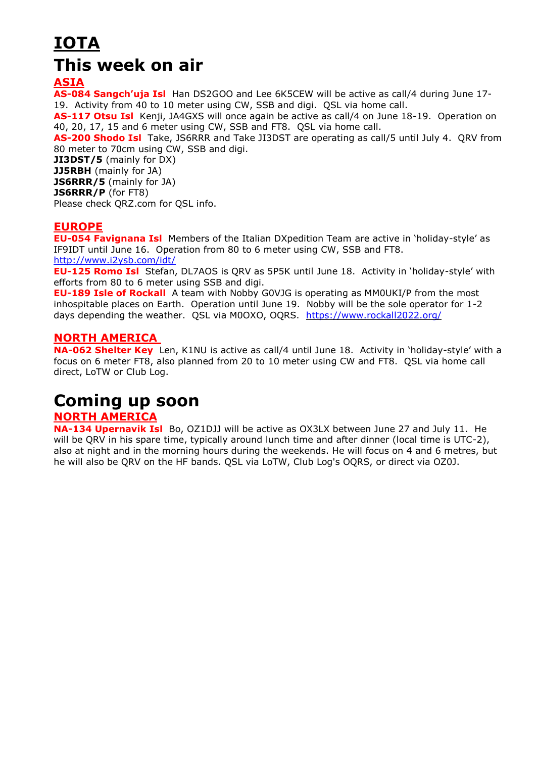# IOTA

# This week on air

## ASIA

**AS-084 Sangch'uja Isl** Han DS2GOO and Lee 6K5CEW will be active as call/4 during June 17-19. Activity from 40 to 10 meter using CW, SSB and digi. QSL via home call.

**AS-117 Otsu Isl** Kenji, JA4GXS will once again be active as call/4 on June 18-19. Operation on 40, 20, 17, 15 and 6 meter using CW, SSB and FT8. QSL via home call.

**AS-200 Shodo Isl** Take, JS6RRR and Take JI3DST are operating as call/5 until July 4. QRV from 80 meter to 70cm using CW, SSB and digi.

**JI3DST/5** (mainly for DX)
**JJ5RBH** (mainly for JA)
**JS6RRR/5** (mainly for JA)
**JS6RRR/P** (for FT8)
Please check QRZ.com for QSL info.

## EUROPE

**EU-054 Favignana Isl** Members of the Italian DXpedition Team are active in 'holiday-style' as IF9IDT until June 16. Operation from 80 to 6 meter using CW, SSB and FT8.
http://www.i2ysb.com/idt/

**EU-125 Romo Isl** Stefan, DL7AOS is QRV as 5P5K until June 18. Activity in 'holiday-style' with efforts from 80 to 6 meter using SSB and digi.

**EU-189 Isle of Rockall** A team with Nobby G0VJG is operating as MM0UKI/P from the most inhospitable places on Earth. Operation until June 19. Nobby will be the sole operator for 1-2 days depending the weather. QSL via M0OXO, OQRS. https://www.rockall2022.org/

## NORTH AMERICA

**NA-062 Shelter Key** Len, K1NU is active as call/4 until June 18. Activity in 'holiday-style' with a focus on 6 meter FT8, also planned from 20 to 10 meter using CW and FT8. QSL via home call direct, LoTW or Club Log.

# Coming up soon

## NORTH AMERICA

**NA-134 Upernavik Isl** Bo, OZ1DJJ will be active as OX3LX between June 27 and July 11. He will be QRV in his spare time, typically around lunch time and after dinner (local time is UTC-2), also at night and in the morning hours during the weekends. He will focus on 4 and 6 metres, but he will also be QRV on the HF bands. QSL via LoTW, Club Log's OQRS, or direct via OZ0J.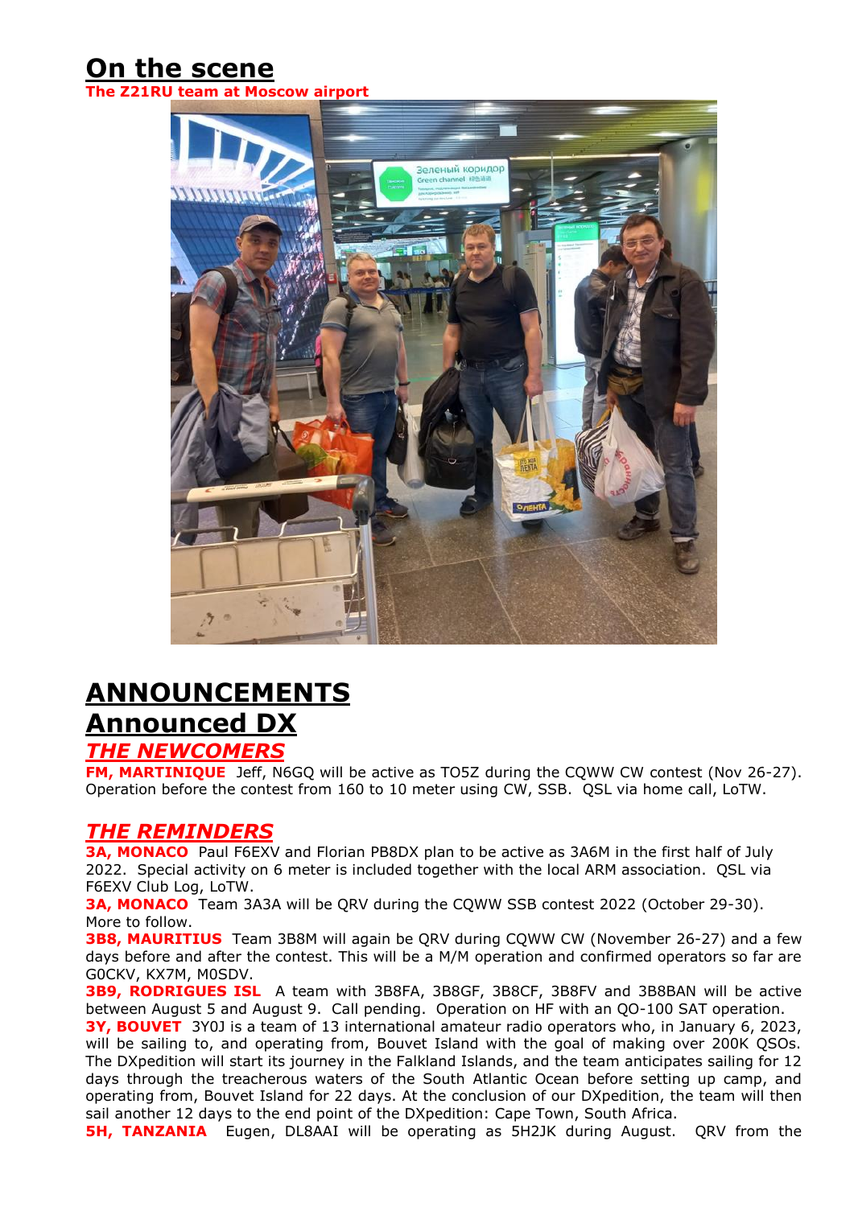# On the scene

**The Z21RU team at Moscow airport**

# ANNOUNCEMENTS

# Announced DX

## *THE NEWCOMERS*

**FM, MARTINIQUE** Jeff, N6GQ will be active as TO5Z during the CQWW CW contest (Nov 26-27). Operation before the contest from 160 to 10 meter using CW, SSB. QSL via home call, LoTW.

## *THE REMINDERS*

**3A, MONACO** Paul F6EXV and Florian PB8DX plan to be active as 3A6M in the first half of July 2022. Special activity on 6 meter is included together with the local ARM association. QSL via F6EXV Club Log, LoTW.

**3A, MONACO** Team 3A3A will be QRV during the CQWW SSB contest 2022 (October 29-30). More to follow.

**3B8, MAURITIUS** Team 3B8M will again be QRV during CQWW CW (November 26-27) and a few days before and after the contest. This will be a M/M operation and confirmed operators so far are G0CKV, KX7M, M0SDV.

**3B9, RODRIGUES ISL** A team with 3B8FA, 3B8GF, 3B8CF, 3B8FV and 3B8BAN will be active between August 5 and August 9. Call pending. Operation on HF with an QO-100 SAT operation.

**3Y, BOUVET** 3Y0J is a team of 13 international amateur radio operators who, in January 6, 2023, will be sailing to, and operating from, Bouvet Island with the goal of making over 200K QSOs. The DXpedition will start its journey in the Falkland Islands, and the team anticipates sailing for 12 days through the treacherous waters of the South Atlantic Ocean before setting up camp, and operating from, Bouvet Island for 22 days. At the conclusion of our DXpedition, the team will then sail another 12 days to the end point of the DXpedition: Cape Town, South Africa.

**5H, TANZANIA** Eugen, DL8AAI will be operating as 5H2JK during August. QRV from the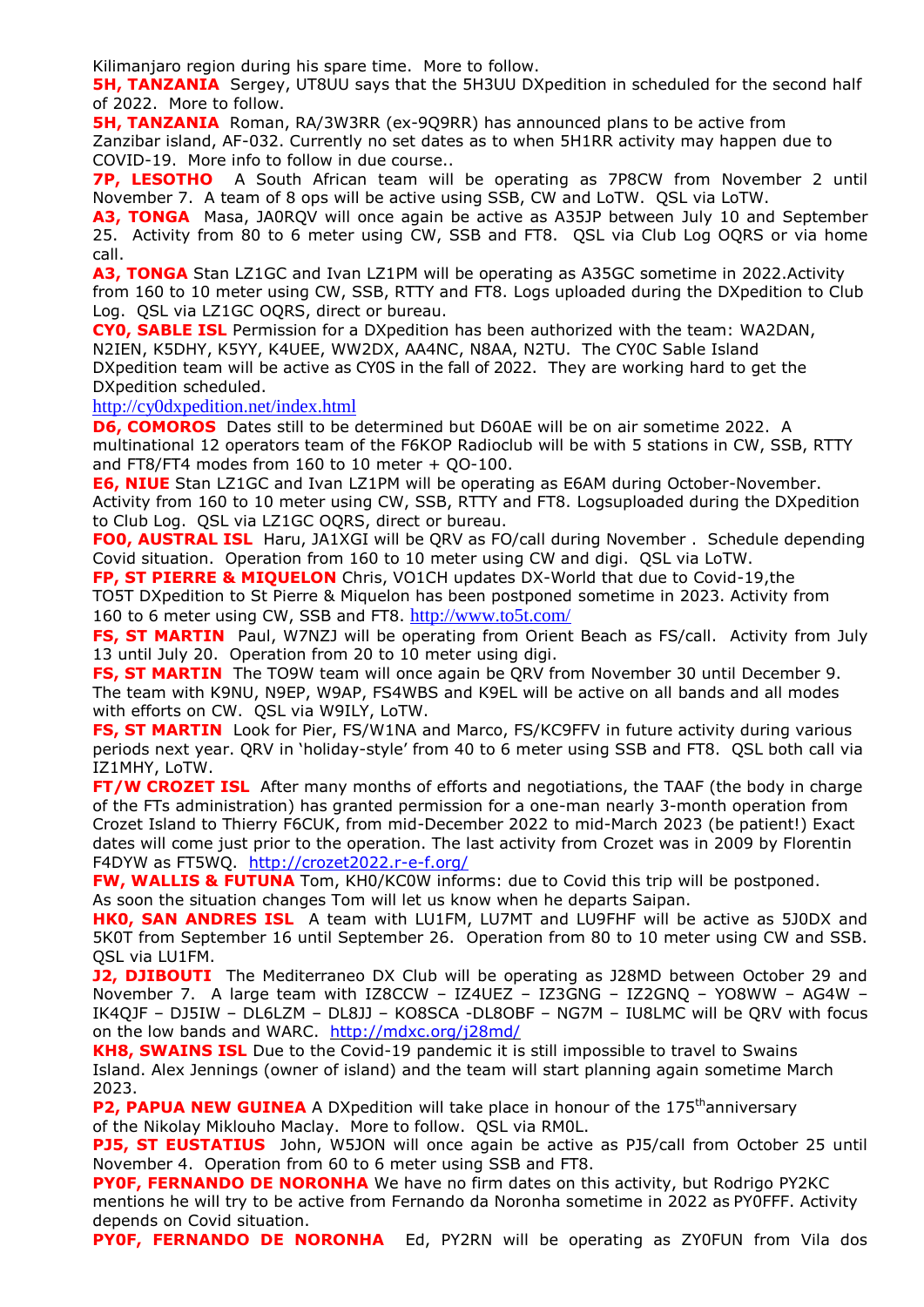Kilimanjaro region during his spare time. More to follow.

**5H, TANZANIA** Sergey, UT8UU says that the 5H3UU DXpedition in scheduled for the second half of 2022. More to follow.

**5H, TANZANIA** Roman, RA/3W3RR (ex-9Q9RR) has announced plans to be active from Zanzibar island, AF-032. Currently no set dates as to when 5H1RR activity may happen due to COVID-19. More info to follow in due course..

**7P, LESOTHO** A South African team will be operating as 7P8CW from November 2 until November 7. A team of 8 ops will be active using SSB, CW and LoTW. QSL via LoTW.

**A3, TONGA** Masa, JA0RQV will once again be active as A35JP between July 10 and September 25. Activity from 80 to 6 meter using CW, SSB and FT8. QSL via Club Log OQRS or via home call.

**A3, TONGA** Stan LZ1GC and Ivan LZ1PM will be operating as A35GC sometime in 2022.Activity from 160 to 10 meter using CW, SSB, RTTY and FT8. Logs uploaded during the DXpedition to Club Log. QSL via LZ1GC OQRS, direct or bureau.

**CY0, SABLE ISL** Permission for a DXpedition has been authorized with the team: WA2DAN, N2IEN, K5DHY, K5YY, K4UEE, WW2DX, AA4NC, N8AA, N2TU. The CY0C Sable Island DXpedition team will be active as CY0S in the fall of 2022. They are working hard to get the DXpedition scheduled.
http://cy0dxpedition.net/index.html

**D6, COMOROS** Dates still to be determined but D60AE will be on air sometime 2022. A multinational 12 operators team of the F6KOP Radioclub will be with 5 stations in CW, SSB, RTTY and FT8/FT4 modes from 160 to 10 meter + QO-100.

**E6, NIUE** Stan LZ1GC and Ivan LZ1PM will be operating as E6AM during October-November. Activity from 160 to 10 meter using CW, SSB, RTTY and FT8. Logsuploaded during the DXpedition to Club Log. QSL via LZ1GC OQRS, direct or bureau.

**FO0, AUSTRAL ISL** Haru, JA1XGI will be QRV as FO/call during November . Schedule depending Covid situation. Operation from 160 to 10 meter using CW and digi. QSL via LoTW.

**FP, ST PIERRE & MIQUELON** Chris, VO1CH updates DX-World that due to Covid-19,the TO5T DXpedition to St Pierre & Miquelon has been postponed sometime in 2023. Activity from 160 to 6 meter using CW, SSB and FT8. http://www.to5t.com/

**FS, ST MARTIN** Paul, W7NZJ will be operating from Orient Beach as FS/call. Activity from July 13 until July 20. Operation from 20 to 10 meter using digi.

**FS, ST MARTIN** The TO9W team will once again be QRV from November 30 until December 9. The team with K9NU, N9EP, W9AP, FS4WBS and K9EL will be active on all bands and all modes with efforts on CW. QSL via W9ILY, LoTW.

**FS, ST MARTIN** Look for Pier, FS/W1NA and Marco, FS/KC9FFV in future activity during various periods next year. QRV in 'holiday-style' from 40 to 6 meter using SSB and FT8. QSL both call via IZ1MHY, LoTW.

**FT/W CROZET ISL** After many months of efforts and negotiations, the TAAF (the body in charge of the FTs administration) has granted permission for a one-man nearly 3-month operation from Crozet Island to Thierry F6CUK, from mid-December 2022 to mid-March 2023 (be patient!) Exact dates will come just prior to the operation. The last activity from Crozet was in 2009 by Florentin F4DYW as FT5WQ. http://crozet2022.r-e-f.org/

**FW, WALLIS & FUTUNA** Tom, KH0/KC0W informs: due to Covid this trip will be postponed. As soon the situation changes Tom will let us know when he departs Saipan.

**HK0, SAN ANDRES ISL** A team with LU1FM, LU7MT and LU9FHF will be active as 5J0DX and 5K0T from September 16 until September 26. Operation from 80 to 10 meter using CW and SSB. QSL via LU1FM.

**J2, DJIBOUTI** The Mediterraneo DX Club will be operating as J28MD between October 29 and November 7. A large team with IZ8CCW – IZ4UEZ – IZ3GNG – IZ2GNQ – YO8WW – AG4W – IK4QJF – DJ5IW – DL6LZM – DL8JJ – KO8SCA -DL8OBF – NG7M – IU8LMC will be QRV with focus on the low bands and WARC. http://mdxc.org/j28md/

**KH8, SWAINS ISL** Due to the Covid-19 pandemic it is still impossible to travel to Swains Island. Alex Jennings (owner of island) and the team will start planning again sometime March 2023.

**P2, PAPUA NEW GUINEA** A DXpedition will take place in honour of the 175thanniversary of the Nikolay Miklouho Maclay. More to follow. QSL via RM0L.

**PJ5, ST EUSTATIUS** John, W5JON will once again be active as PJ5/call from October 25 until November 4. Operation from 60 to 6 meter using SSB and FT8.

**PY0F, FERNANDO DE NORONHA** We have no firm dates on this activity, but Rodrigo PY2KC mentions he will try to be active from Fernando da Noronha sometime in 2022 as PY0FFF. Activity depends on Covid situation.

**PY0F, FERNANDO DE NORONHA** Ed, PY2RN will be operating as ZY0FUN from Vila dos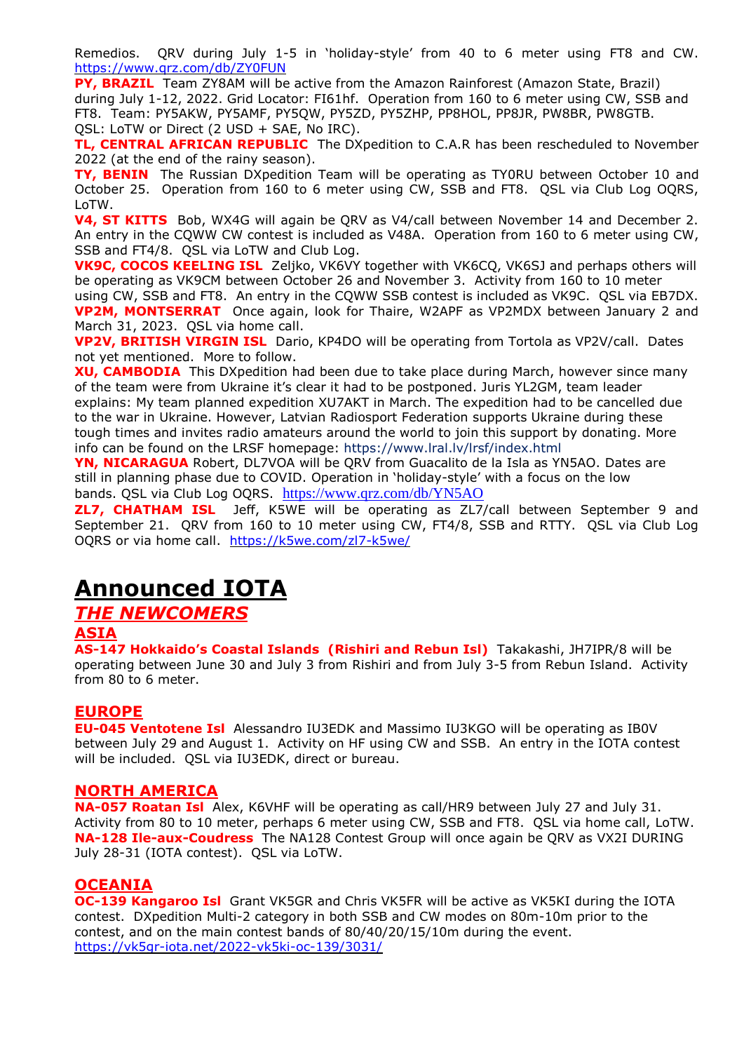Remedios. QRV during July 1-5 in 'holiday-style' from 40 to 6 meter using FT8 and CW. https://www.qrz.com/db/ZY0FUN

**PY, BRAZIL** Team ZY8AM will be active from the Amazon Rainforest (Amazon State, Brazil) during July 1-12, 2022. Grid Locator: FI61hf. Operation from 160 to 6 meter using CW, SSB and FT8. Team: PY5AKW, PY5AMF, PY5QW, PY5ZD, PY5ZHP, PP8HOL, PP8JR, PW8BR, PW8GTB. QSL: LoTW or Direct (2 USD + SAE, No IRC).

**TL, CENTRAL AFRICAN REPUBLIC** The DXpedition to C.A.R has been rescheduled to November 2022 (at the end of the rainy season).

**TY, BENIN** The Russian DXpedition Team will be operating as TY0RU between October 10 and October 25. Operation from 160 to 6 meter using CW, SSB and FT8. QSL via Club Log OQRS, LoTW.

**V4, ST KITTS** Bob, WX4G will again be QRV as V4/call between November 14 and December 2. An entry in the CQWW CW contest is included as V48A. Operation from 160 to 6 meter using CW, SSB and FT4/8. QSL via LoTW and Club Log.

**VK9C, COCOS KEELING ISL** Zeljko, VK6VY together with VK6CQ, VK6SJ and perhaps others will be operating as VK9CM between October 26 and November 3. Activity from 160 to 10 meter using CW, SSB and FT8. An entry in the CQWW SSB contest is included as VK9C. QSL via EB7DX.

**VP2M, MONTSERRAT** Once again, look for Thaire, W2APF as VP2MDX between January 2 and March 31, 2023. QSL via home call.

**VP2V, BRITISH VIRGIN ISL** Dario, KP4DO will be operating from Tortola as VP2V/call. Dates not yet mentioned. More to follow.

**XU, CAMBODIA** This DXpedition had been due to take place during March, however since many of the team were from Ukraine it's clear it had to be postponed. Juris YL2GM, team leader explains: My team planned expedition XU7AKT in March. The expedition had to be cancelled due to the war in Ukraine. However, Latvian Radiosport Federation supports Ukraine during these tough times and invites radio amateurs around the world to join this support by donating. More info can be found on the LRSF homepage: https://www.lral.lv/lrsf/index.html

**YN, NICARAGUA** Robert, DL7VOA will be QRV from Guacalito de la Isla as YN5AO. Dates are still in planning phase due to COVID. Operation in 'holiday-style' with a focus on the low bands. QSL via Club Log OQRS. https://www.qrz.com/db/YN5AO

**ZL7, CHATHAM ISL** Jeff, K5WE will be operating as ZL7/call between September 9 and September 21. QRV from 160 to 10 meter using CW, FT4/8, SSB and RTTY. QSL via Club Log OQRS or via home call. https://k5we.com/zl7-k5we/

# Announced IOTA

## *THE NEWCOMERS*

### ASIA

**AS-147 Hokkaido's Coastal Islands (Rishiri and Rebun Isl)** Takakashi, JH7IPR/8 will be operating between June 30 and July 3 from Rishiri and from July 3-5 from Rebun Island. Activity from 80 to 6 meter.

### EUROPE

**EU-045 Ventotene Isl** Alessandro IU3EDK and Massimo IU3KGO will be operating as IB0V between July 29 and August 1. Activity on HF using CW and SSB. An entry in the IOTA contest will be included. QSL via IU3EDK, direct or bureau.

### NORTH AMERICA

**NA-057 Roatan Isl** Alex, K6VHF will be operating as call/HR9 between July 27 and July 31. Activity from 80 to 10 meter, perhaps 6 meter using CW, SSB and FT8. QSL via home call, LoTW.

**NA-128 Ile-aux-Coudress** The NA128 Contest Group will once again be QRV as VX2I DURING July 28-31 (IOTA contest). QSL via LoTW.

### OCEANIA

**OC-139 Kangaroo Isl** Grant VK5GR and Chris VK5FR will be active as VK5KI during the IOTA contest. DXpedition Multi-2 category in both SSB and CW modes on 80m-10m prior to the contest, and on the main contest bands of 80/40/20/15/10m during the event. https://vk5gr-iota.net/2022-vk5ki-oc-139/3031/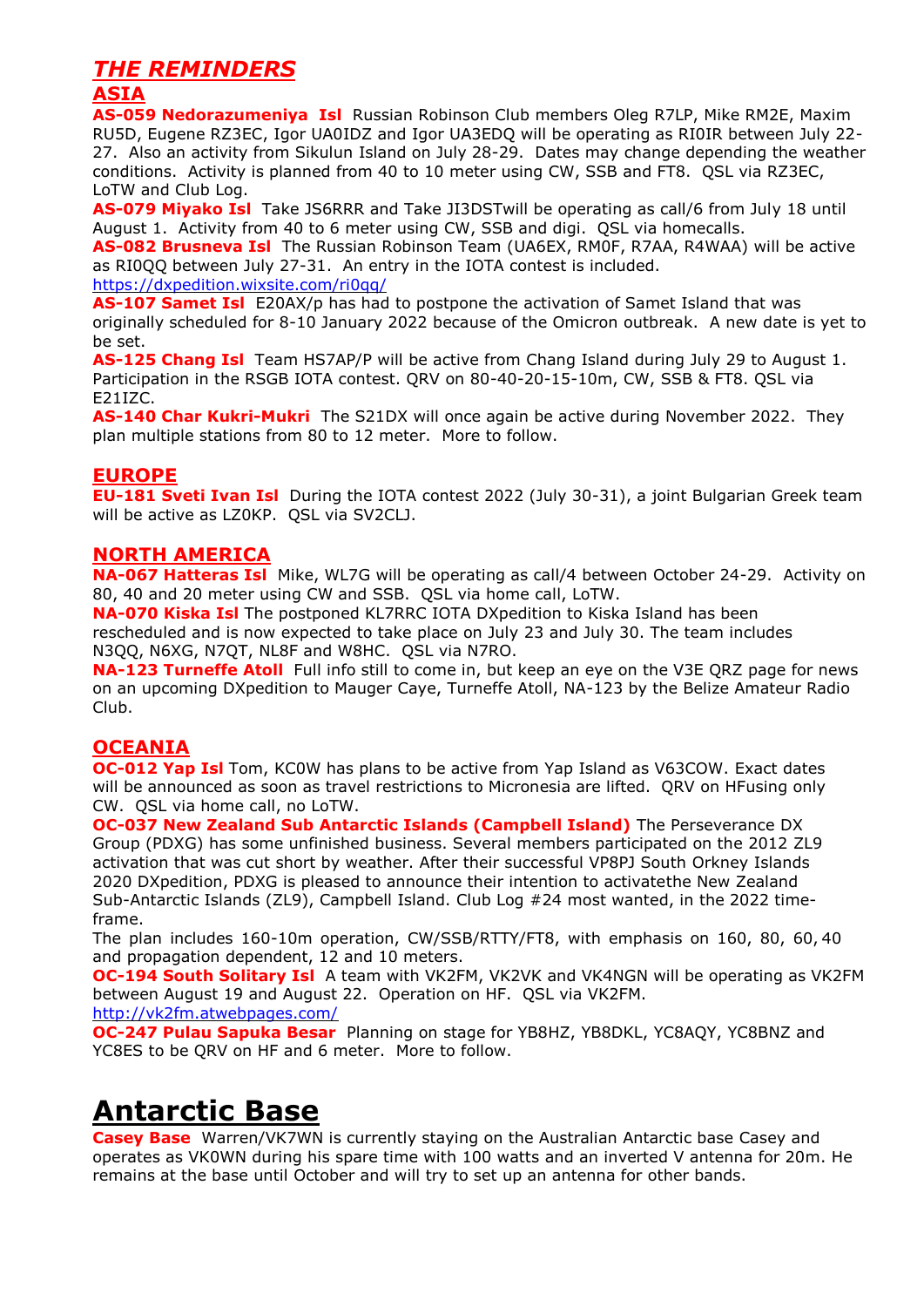# *THE REMINDERS*

## ASIA

**AS-059 Nedorazumeniya Isl** Russian Robinson Club members Oleg R7LP, Mike RM2E, Maxim RU5D, Eugene RZ3EC, Igor UA0IDZ and Igor UA3EDQ will be operating as RI0IR between July 22-27. Also an activity from Sikulun Island on July 28-29. Dates may change depending the weather conditions. Activity is planned from 40 to 10 meter using CW, SSB and FT8. QSL via RZ3EC, LoTW and Club Log.

**AS-079 Miyako Isl** Take JS6RRR and Take JI3DSTwill be operating as call/6 from July 18 until August 1. Activity from 40 to 6 meter using CW, SSB and digi. QSL via homecalls.

**AS-082 Brusneva Isl** The Russian Robinson Team (UA6EX, RM0F, R7AA, R4WAA) will be active as RI0QQ between July 27-31. An entry in the IOTA contest is included.
https://dxpedition.wixsite.com/ri0qq/

**AS-107 Samet Isl** E20AX/p has had to postpone the activation of Samet Island that was originally scheduled for 8-10 January 2022 because of the Omicron outbreak. A new date is yet to be set.

**AS-125 Chang Isl** Team HS7AP/P will be active from Chang Island during July 29 to August 1. Participation in the RSGB IOTA contest. QRV on 80-40-20-15-10m, CW, SSB & FT8. QSL via E21IZC.

**AS-140 Char Kukri-Mukri** The S21DX will once again be active during November 2022. They plan multiple stations from 80 to 12 meter. More to follow.

## EUROPE

**EU-181 Sveti Ivan Isl** During the IOTA contest 2022 (July 30-31), a joint Bulgarian Greek team will be active as LZ0KP. QSL via SV2CLJ.

## NORTH AMERICA

**NA-067 Hatteras Isl** Mike, WL7G will be operating as call/4 between October 24-29. Activity on 80, 40 and 20 meter using CW and SSB. QSL via home call, LoTW.

**NA-070 Kiska Isl** The postponed KL7RRC IOTA DXpedition to Kiska Island has been rescheduled and is now expected to take place on July 23 and July 30. The team includes N3QQ, N6XG, N7QT, NL8F and W8HC. QSL via N7RO.

**NA-123 Turneffe Atoll** Full info still to come in, but keep an eye on the V3E QRZ page for news on an upcoming DXpedition to Mauger Caye, Turneffe Atoll, NA-123 by the Belize Amateur Radio Club.

## OCEANIA

**OC-012 Yap Isl** Tom, KC0W has plans to be active from Yap Island as V63COW. Exact dates will be announced as soon as travel restrictions to Micronesia are lifted. QRV on HFusing only CW. QSL via home call, no LoTW.

**OC-037 New Zealand Sub Antarctic Islands (Campbell Island)** The Perseverance DX Group (PDXG) has some unfinished business. Several members participated on the 2012 ZL9 activation that was cut short by weather. After their successful VP8PJ South Orkney Islands 2020 DXpedition, PDXG is pleased to announce their intention to activatethe New Zealand Sub-Antarctic Islands (ZL9), Campbell Island. Club Log #24 most wanted, in the 2022 time-frame.

The plan includes 160-10m operation, CW/SSB/RTTY/FT8, with emphasis on 160, 80, 60, 40 and propagation dependent, 12 and 10 meters.

**OC-194 South Solitary Isl** A team with VK2FM, VK2VK and VK4NGN will be operating as VK2FM between August 19 and August 22. Operation on HF. QSL via VK2FM.
http://vk2fm.atwebpages.com/

**OC-247 Pulau Sapuka Besar** Planning on stage for YB8HZ, YB8DKL, YC8AQY, YC8BNZ and YC8ES to be QRV on HF and 6 meter. More to follow.

# Antarctic Base

**Casey Base** Warren/VK7WN is currently staying on the Australian Antarctic base Casey and operates as VK0WN during his spare time with 100 watts and an inverted V antenna for 20m. He remains at the base until October and will try to set up an antenna for other bands.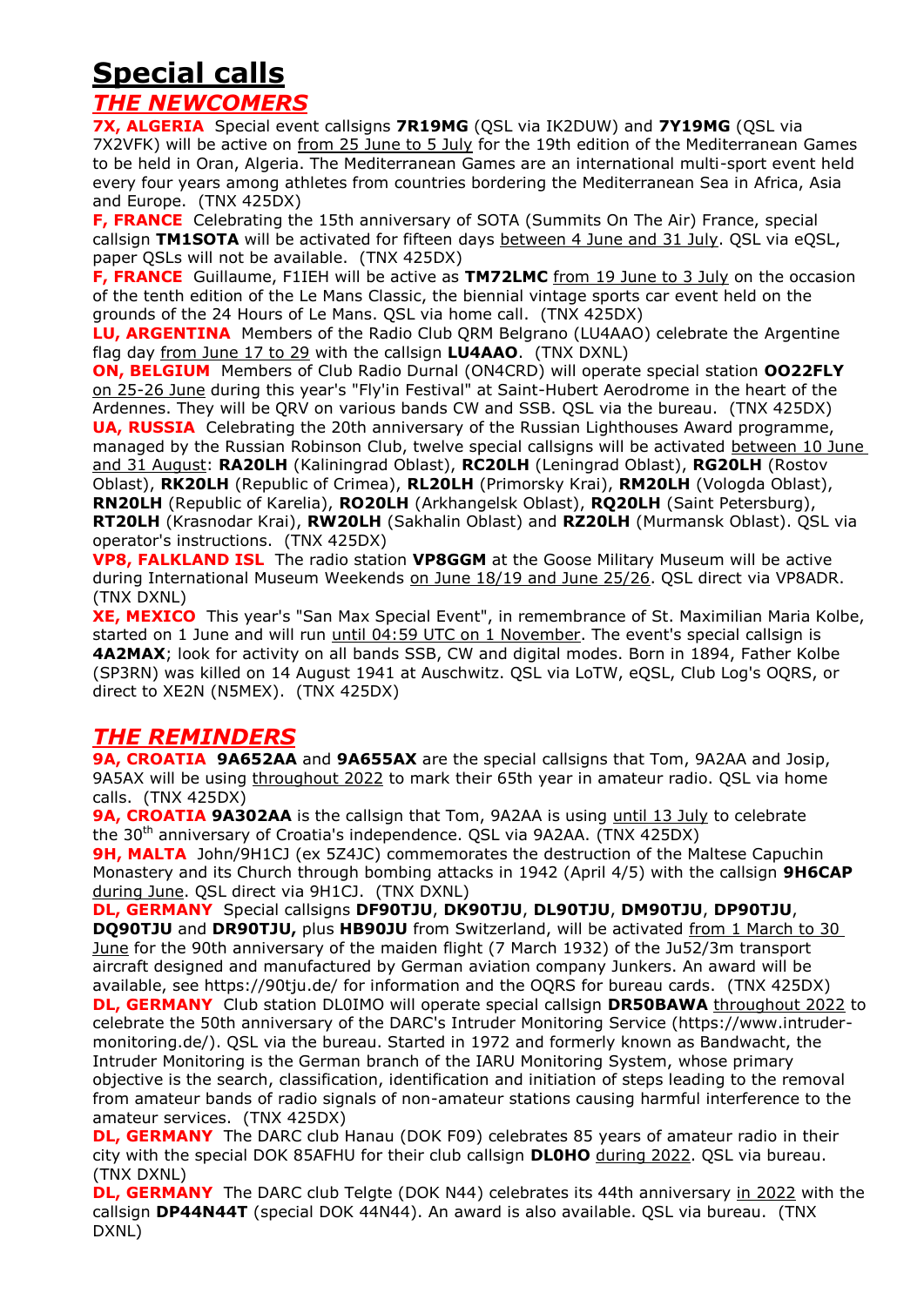# Special calls

## *THE NEWCOMERS*

**7X, ALGERIA** Special event callsigns **7R19MG** (QSL via IK2DUW) and **7Y19MG** (QSL via 7X2VFK) will be active on from 25 June to 5 July for the 19th edition of the Mediterranean Games to be held in Oran, Algeria. The Mediterranean Games are an international multi-sport event held every four years among athletes from countries bordering the Mediterranean Sea in Africa, Asia and Europe. (TNX 425DX)

**F, FRANCE** Celebrating the 15th anniversary of SOTA (Summits On The Air) France, special callsign **TM1SOTA** will be activated for fifteen days between 4 June and 31 July. QSL via eQSL, paper QSLs will not be available. (TNX 425DX)

**F, FRANCE** Guillaume, F1IEH will be active as **TM72LMC** from 19 June to 3 July on the occasion of the tenth edition of the Le Mans Classic, the biennial vintage sports car event held on the grounds of the 24 Hours of Le Mans. QSL via home call. (TNX 425DX)

**LU, ARGENTINA** Members of the Radio Club QRM Belgrano (LU4AAO) celebrate the Argentine flag day from June 17 to 29 with the callsign **LU4AAO**. (TNX DXNL)

**ON, BELGIUM** Members of Club Radio Durnal (ON4CRD) will operate special station **OO22FLY** on 25-26 June during this year's "Fly'in Festival" at Saint-Hubert Aerodrome in the heart of the Ardennes. They will be QRV on various bands CW and SSB. QSL via the bureau. (TNX 425DX)

**UA, RUSSIA** Celebrating the 20th anniversary of the Russian Lighthouses Award programme, managed by the Russian Robinson Club, twelve special callsigns will be activated between 10 June and 31 August: **RA20LH** (Kaliningrad Oblast), **RC20LH** (Leningrad Oblast), **RG20LH** (Rostov Oblast), **RK20LH** (Republic of Crimea), **RL20LH** (Primorsky Krai), **RM20LH** (Vologda Oblast), **RN20LH** (Republic of Karelia), **RO20LH** (Arkhangelsk Oblast), **RQ20LH** (Saint Petersburg), **RT20LH** (Krasnodar Krai), **RW20LH** (Sakhalin Oblast) and **RZ20LH** (Murmansk Oblast). QSL via operator's instructions. (TNX 425DX)

**VP8, FALKLAND ISL** The radio station **VP8GGM** at the Goose Military Museum will be active during International Museum Weekends on June 18/19 and June 25/26. QSL direct via VP8ADR. (TNX DXNL)

**XE, MEXICO** This year's "San Max Special Event", in remembrance of St. Maximilian Maria Kolbe, started on 1 June and will run until 04:59 UTC on 1 November. The event's special callsign is **4A2MAX**; look for activity on all bands SSB, CW and digital modes. Born in 1894, Father Kolbe (SP3RN) was killed on 14 August 1941 at Auschwitz. QSL via LoTW, eQSL, Club Log's OQRS, or direct to XE2N (N5MEX). (TNX 425DX)

## *THE REMINDERS*

**9A, CROATIA** **9A652AA** and **9A655AX** are the special callsigns that Tom, 9A2AA and Josip, 9A5AX will be using throughout 2022 to mark their 65th year in amateur radio. QSL via home calls. (TNX 425DX)

**9A, CROATIA** **9A302AA** is the callsign that Tom, 9A2AA is using until 13 July to celebrate the 30th anniversary of Croatia's independence. QSL via 9A2AA. (TNX 425DX)

**9H, MALTA** John/9H1CJ (ex 5Z4JC) commemorates the destruction of the Maltese Capuchin Monastery and its Church through bombing attacks in 1942 (April 4/5) with the callsign **9H6CAP** during June. QSL direct via 9H1CJ. (TNX DXNL)

**DL, GERMANY** Special callsigns **DF90TJU**, **DK90TJU**, **DL90TJU**, **DM90TJU**, **DP90TJU**, **DQ90TJU** and **DR90TJU,** plus **HB90JU** from Switzerland, will be activated from 1 March to 30 June for the 90th anniversary of the maiden flight (7 March 1932) of the Ju52/3m transport aircraft designed and manufactured by German aviation company Junkers. An award will be available, see https://90tju.de/ for information and the OQRS for bureau cards. (TNX 425DX)

**DL, GERMANY** Club station DL0IMO will operate special callsign **DR50BAWA** throughout 2022 to celebrate the 50th anniversary of the DARC's Intruder Monitoring Service (https://www.intruder-monitoring.de/). QSL via the bureau. Started in 1972 and formerly known as Bandwacht, the Intruder Monitoring is the German branch of the IARU Monitoring System, whose primary objective is the search, classification, identification and initiation of steps leading to the removal from amateur bands of radio signals of non-amateur stations causing harmful interference to the amateur services. (TNX 425DX)

**DL, GERMANY** The DARC club Hanau (DOK F09) celebrates 85 years of amateur radio in their city with the special DOK 85AFHU for their club callsign **DL0HO** during 2022. QSL via bureau. (TNX DXNL)

**DL, GERMANY** The DARC club Telgte (DOK N44) celebrates its 44th anniversary in 2022 with the callsign **DP44N44T** (special DOK 44N44). An award is also available. QSL via bureau. (TNX DXNL)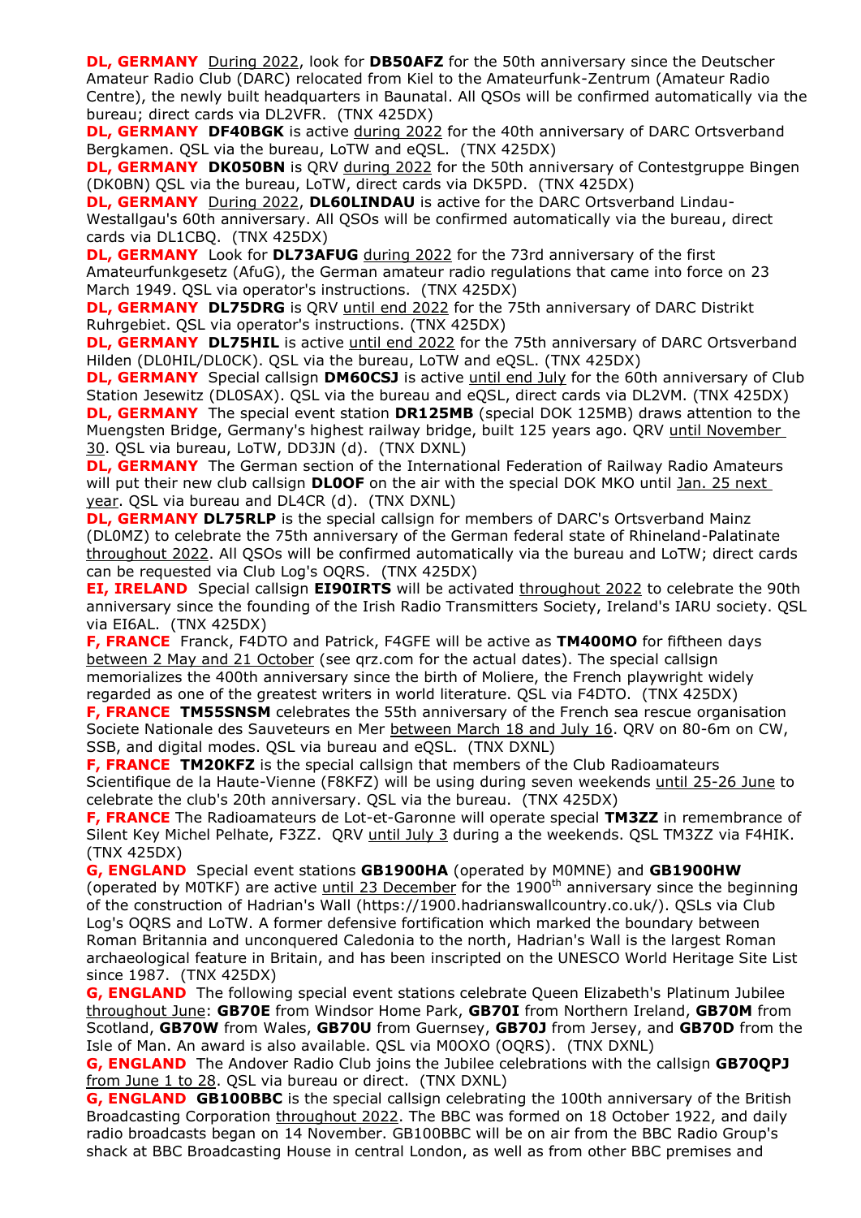**DL, GERMANY** During 2022, look for **DB50AFZ** for the 50th anniversary since the Deutscher Amateur Radio Club (DARC) relocated from Kiel to the Amateurfunk-Zentrum (Amateur Radio Centre), the newly built headquarters in Baunatal. All QSOs will be confirmed automatically via the bureau; direct cards via DL2VFR. (TNX 425DX)

**DL, GERMANY** **DF40BGK** is active during 2022 for the 40th anniversary of DARC Ortsverband Bergkamen. QSL via the bureau, LoTW and eQSL. (TNX 425DX)

**DL, GERMANY** **DK050BN** is QRV during 2022 for the 50th anniversary of Contestgruppe Bingen (DK0BN) QSL via the bureau, LoTW, direct cards via DK5PD. (TNX 425DX)

**DL, GERMANY** During 2022, **DL60LINDAU** is active for the DARC Ortsverband Lindau-Westallgau's 60th anniversary. All QSOs will be confirmed automatically via the bureau, direct cards via DL1CBQ. (TNX 425DX)

**DL, GERMANY** Look for **DL73AFUG** during 2022 for the 73rd anniversary of the first Amateurfunkgesetz (AfuG), the German amateur radio regulations that came into force on 23 March 1949. QSL via operator's instructions. (TNX 425DX)

**DL, GERMANY** **DL75DRG** is QRV until end 2022 for the 75th anniversary of DARC Distrikt Ruhrgebiet. QSL via operator's instructions. (TNX 425DX)

**DL, GERMANY** **DL75HIL** is active until end 2022 for the 75th anniversary of DARC Ortsverband Hilden (DL0HIL/DL0CK). QSL via the bureau, LoTW and eQSL. (TNX 425DX)

**DL, GERMANY** Special callsign **DM60CSJ** is active until end July for the 60th anniversary of Club Station Jesewitz (DL0SAX). QSL via the bureau and eQSL, direct cards via DL2VM. (TNX 425DX)

**DL, GERMANY** The special event station **DR125MB** (special DOK 125MB) draws attention to the Muengsten Bridge, Germany's highest railway bridge, built 125 years ago. QRV until November 30. QSL via bureau, LoTW, DD3JN (d). (TNX DXNL)

**DL, GERMANY** The German section of the International Federation of Railway Radio Amateurs will put their new club callsign **DL0OF** on the air with the special DOK MKO until Jan. 25 next year. QSL via bureau and DL4CR (d). (TNX DXNL)

**DL, GERMANY** **DL75RLP** is the special callsign for members of DARC's Ortsverband Mainz (DL0MZ) to celebrate the 75th anniversary of the German federal state of Rhineland-Palatinate throughout 2022. All QSOs will be confirmed automatically via the bureau and LoTW; direct cards can be requested via Club Log's OQRS. (TNX 425DX)

**EI, IRELAND** Special callsign **EI90IRTS** will be activated throughout 2022 to celebrate the 90th anniversary since the founding of the Irish Radio Transmitters Society, Ireland's IARU society. QSL via EI6AL. (TNX 425DX)

**F, FRANCE** Franck, F4DTO and Patrick, F4GFE will be active as **TM400MO** for fifteen days between 2 May and 21 October (see qrz.com for the actual dates). The special callsign memorializes the 400th anniversary since the birth of Moliere, the French playwright widely regarded as one of the greatest writers in world literature. QSL via F4DTO. (TNX 425DX)

**F, FRANCE** **TM55SNSM** celebrates the 55th anniversary of the French sea rescue organisation Societe Nationale des Sauveteurs en Mer between March 18 and July 16. QRV on 80-6m on CW, SSB, and digital modes. QSL via bureau and eQSL. (TNX DXNL)

**F, FRANCE** **TM20KFZ** is the special callsign that members of the Club Radioamateurs Scientifique de la Haute-Vienne (F8KFZ) will be using during seven weekends until 25-26 June to celebrate the club's 20th anniversary. QSL via the bureau. (TNX 425DX)

**F, FRANCE** The Radioamateurs de Lot-et-Garonne will operate special **TM3ZZ** in remembrance of Silent Key Michel Pelhate, F3ZZ. QRV until July 3 during a the weekends. QSL TM3ZZ via F4HIK. (TNX 425DX)

**G, ENGLAND** Special event stations **GB1900HA** (operated by M0MNE) and **GB1900HW** (operated by M0TKF) are active until 23 December for the 1900th anniversary since the beginning of the construction of Hadrian's Wall (https://1900.hadrianswallcountry.co.uk/). QSLs via Club Log's OQRS and LoTW. A former defensive fortification which marked the boundary between Roman Britannia and unconquered Caledonia to the north, Hadrian's Wall is the largest Roman archaeological feature in Britain, and has been inscripted on the UNESCO World Heritage Site List since 1987. (TNX 425DX)

**G, ENGLAND** The following special event stations celebrate Queen Elizabeth's Platinum Jubilee throughout June: **GB70E** from Windsor Home Park, **GB70I** from Northern Ireland, **GB70M** from Scotland, **GB70W** from Wales, **GB70U** from Guernsey, **GB70J** from Jersey, and **GB70D** from the Isle of Man. An award is also available. QSL via M0OXO (OQRS). (TNX DXNL)

**G, ENGLAND** The Andover Radio Club joins the Jubilee celebrations with the callsign **GB70QPJ** from June 1 to 28. QSL via bureau or direct. (TNX DXNL)

**G, ENGLAND** **GB100BBC** is the special callsign celebrating the 100th anniversary of the British Broadcasting Corporation throughout 2022. The BBC was formed on 18 October 1922, and daily radio broadcasts began on 14 November. GB100BBC will be on air from the BBC Radio Group's shack at BBC Broadcasting House in central London, as well as from other BBC premises and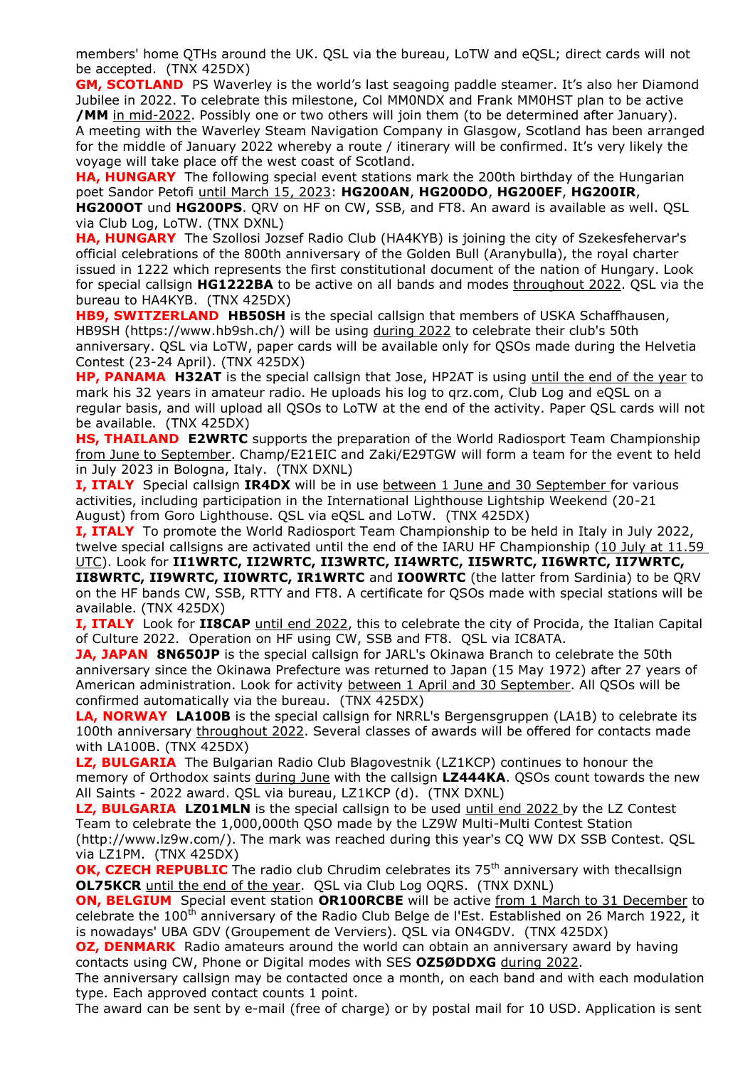members' home QTHs around the UK. QSL via the bureau, LoTW and eQSL; direct cards will not be accepted. (TNX 425DX)

**GM, SCOTLAND** PS Waverley is the world's last seagoing paddle steamer. It's also her Diamond Jubilee in 2022. To celebrate this milestone, Col MM0NDX and Frank MM0HST plan to be active **/MM** in mid-2022. Possibly one or two others will join them (to be determined after January). A meeting with the Waverley Steam Navigation Company in Glasgow, Scotland has been arranged for the middle of January 2022 whereby a route / itinerary will be confirmed. It's very likely the voyage will take place off the west coast of Scotland.

**HA, HUNGARY** The following special event stations mark the 200th birthday of the Hungarian poet Sandor Petofi until March 15, 2023: **HG200AN**, **HG200DO**, **HG200EF**, **HG200IR**, **HG200OT** und **HG200PS**. QRV on HF on CW, SSB, and FT8. An award is available as well. QSL via Club Log, LoTW. (TNX DXNL)

**HA, HUNGARY** The Szollosi Jozsef Radio Club (HA4KYB) is joining the city of Szekesfehervar's official celebrations of the 800th anniversary of the Golden Bull (Aranybulla), the royal charter issued in 1222 which represents the first constitutional document of the nation of Hungary. Look for special callsign **HG1222BA** to be active on all bands and modes throughout 2022. QSL via the bureau to HA4KYB. (TNX 425DX)

**HB9, SWITZERLAND** **HB50SH** is the special callsign that members of USKA Schaffhausen, HB9SH (https://www.hb9sh.ch/) will be using during 2022 to celebrate their club's 50th anniversary. QSL via LoTW, paper cards will be available only for QSOs made during the Helvetia Contest (23-24 April). (TNX 425DX)

**HP, PANAMA** **H32AT** is the special callsign that Jose, HP2AT is using until the end of the year to mark his 32 years in amateur radio. He uploads his log to qrz.com, Club Log and eQSL on a regular basis, and will upload all QSOs to LoTW at the end of the activity. Paper QSL cards will not be available. (TNX 425DX)

**HS, THAILAND** **E2WRTC** supports the preparation of the World Radiosport Team Championship from June to September. Champ/E21EIC and Zaki/E29TGW will form a team for the event to held in July 2023 in Bologna, Italy. (TNX DXNL)

**I, ITALY** Special callsign **IR4DX** will be in use between 1 June and 30 September for various activities, including participation in the International Lighthouse Lightship Weekend (20-21 August) from Goro Lighthouse. QSL via eQSL and LoTW. (TNX 425DX)

**I, ITALY** To promote the World Radiosport Team Championship to be held in Italy in July 2022, twelve special callsigns are activated until the end of the IARU HF Championship (10 July at 11.59 UTC). Look for **II1WRTC, II2WRTC, II3WRTC, II4WRTC, II5WRTC, II6WRTC, II7WRTC, II8WRTC, II9WRTC, II0WRTC, IR1WRTC** and **IO0WRTC** (the latter from Sardinia) to be QRV on the HF bands CW, SSB, RTTY and FT8. A certificate for QSOs made with special stations will be available. (TNX 425DX)

**I, ITALY** Look for **II8CAP** until end 2022, this to celebrate the city of Procida, the Italian Capital of Culture 2022. Operation on HF using CW, SSB and FT8. QSL via IC8ATA.

**JA, JAPAN** **8N650JP** is the special callsign for JARL's Okinawa Branch to celebrate the 50th anniversary since the Okinawa Prefecture was returned to Japan (15 May 1972) after 27 years of American administration. Look for activity between 1 April and 30 September. All QSOs will be confirmed automatically via the bureau. (TNX 425DX)

**LA, NORWAY** **LA100B** is the special callsign for NRRL's Bergensgruppen (LA1B) to celebrate its 100th anniversary throughout 2022. Several classes of awards will be offered for contacts made with LA100B. (TNX 425DX)

**LZ, BULGARIA** The Bulgarian Radio Club Blagovestnik (LZ1KCP) continues to honour the memory of Orthodox saints during June with the callsign **LZ444KA**. QSOs count towards the new All Saints - 2022 award. QSL via bureau, LZ1KCP (d). (TNX DXNL)

**LZ, BULGARIA** **LZ01MLN** is the special callsign to be used until end 2022 by the LZ Contest Team to celebrate the 1,000,000th QSO made by the LZ9W Multi-Multi Contest Station (http://www.lz9w.com/). The mark was reached during this year's CQ WW DX SSB Contest. QSL via LZ1PM. (TNX 425DX)

**OK, CZECH REPUBLIC** The radio club Chrudim celebrates its 75th anniversary with thecallsign **OL75KCR** until the end of the year. QSL via Club Log OQRS. (TNX DXNL)

**ON, BELGIUM** Special event station **OR100RCBE** will be active from 1 March to 31 December to celebrate the 100th anniversary of the Radio Club Belge de l'Est. Established on 26 March 1922, it is nowadays' UBA GDV (Groupement de Verviers). QSL via ON4GDV. (TNX 425DX)

**OZ, DENMARK** Radio amateurs around the world can obtain an anniversary award by having contacts using CW, Phone or Digital modes with SES **OZ5ØDDXG** during 2022.

The anniversary callsign may be contacted once a month, on each band and with each modulation type. Each approved contact counts 1 point.

The award can be sent by e-mail (free of charge) or by postal mail for 10 USD. Application is sent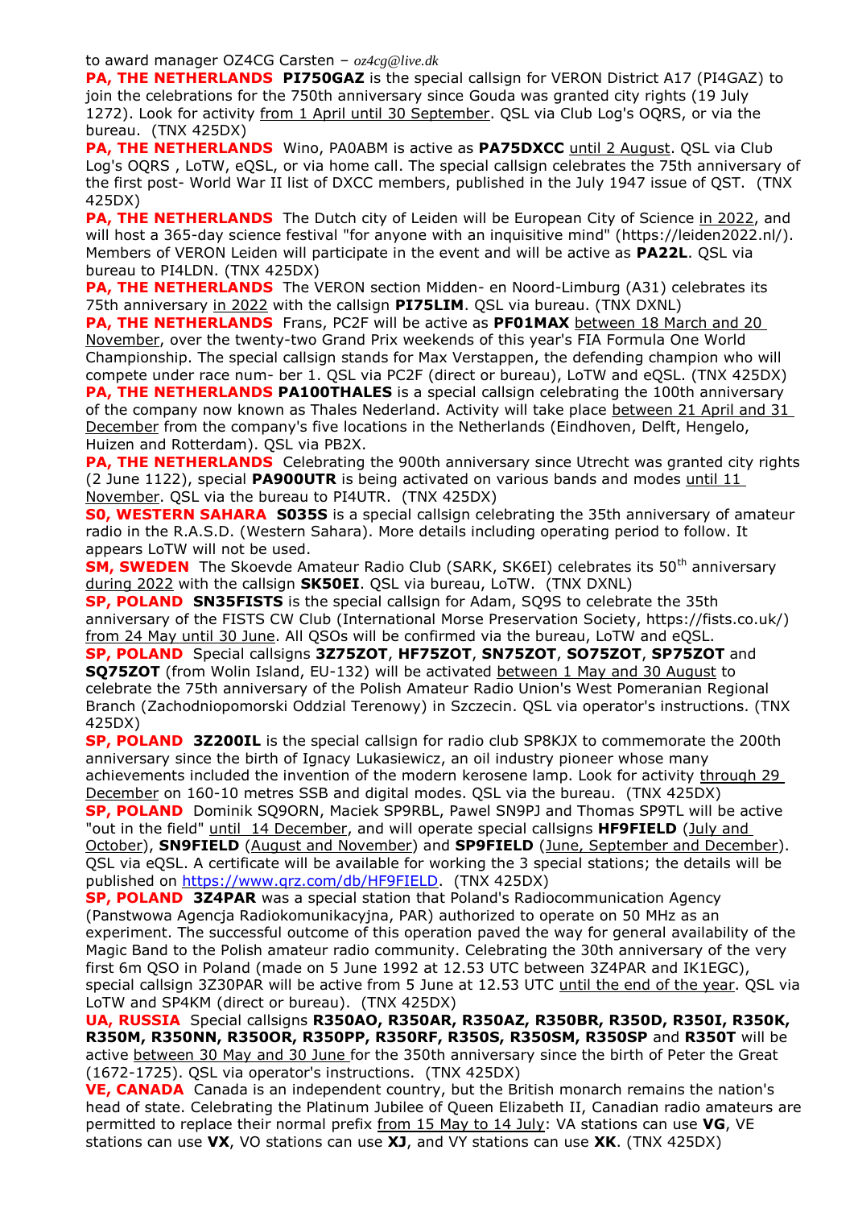to award manager OZ4CG Carsten – *oz4cg@live.dk*

**PA, THE NETHERLANDS** **PI750GAZ** is the special callsign for VERON District A17 (PI4GAZ) to join the celebrations for the 750th anniversary since Gouda was granted city rights (19 July 1272). Look for activity from 1 April until 30 September. QSL via Club Log's OQRS, or via the bureau. (TNX 425DX)

**PA, THE NETHERLANDS** Wino, PA0ABM is active as **PA75DXCC** until 2 August. QSL via Club Log's OQRS , LoTW, eQSL, or via home call. The special callsign celebrates the 75th anniversary of the first post- World War II list of DXCC members, published in the July 1947 issue of QST. (TNX 425DX)

**PA, THE NETHERLANDS** The Dutch city of Leiden will be European City of Science in 2022, and will host a 365-day science festival "for anyone with an inquisitive mind" (https://leiden2022.nl/). Members of VERON Leiden will participate in the event and will be active as **PA22L**. QSL via bureau to PI4LDN. (TNX 425DX)

**PA, THE NETHERLANDS** The VERON section Midden- en Noord-Limburg (A31) celebrates its 75th anniversary in 2022 with the callsign **PI75LIM**. QSL via bureau. (TNX DXNL)

**PA, THE NETHERLANDS** Frans, PC2F will be active as **PF01MAX** between 18 March and 20 November, over the twenty-two Grand Prix weekends of this year's FIA Formula One World Championship. The special callsign stands for Max Verstappen, the defending champion who will compete under race num- ber 1. QSL via PC2F (direct or bureau), LoTW and eQSL. (TNX 425DX)

**PA, THE NETHERLANDS** **PA100THALES** is a special callsign celebrating the 100th anniversary of the company now known as Thales Nederland. Activity will take place between 21 April and 31 December from the company's five locations in the Netherlands (Eindhoven, Delft, Hengelo, Huizen and Rotterdam). QSL via PB2X.

**PA, THE NETHERLANDS** Celebrating the 900th anniversary since Utrecht was granted city rights (2 June 1122), special **PA900UTR** is being activated on various bands and modes until 11 November. QSL via the bureau to PI4UTR. (TNX 425DX)

**S0, WESTERN SAHARA** **S035S** is a special callsign celebrating the 35th anniversary of amateur radio in the R.A.S.D. (Western Sahara). More details including operating period to follow. It appears LoTW will not be used.

**SM, SWEDEN** The Skoevde Amateur Radio Club (SARK, SK6EI) celebrates its 50th anniversary during 2022 with the callsign **SK50EI**. QSL via bureau, LoTW. (TNX DXNL)

**SP, POLAND** **SN35FISTS** is the special callsign for Adam, SQ9S to celebrate the 35th anniversary of the FISTS CW Club (International Morse Preservation Society, https://fists.co.uk/) from 24 May until 30 June. All QSOs will be confirmed via the bureau, LoTW and eQSL.

**SP, POLAND** Special callsigns **3Z75ZOT**, **HF75ZOT**, **SN75ZOT**, **SO75ZOT**, **SP75ZOT** and **SQ75ZOT** (from Wolin Island, EU-132) will be activated between 1 May and 30 August to celebrate the 75th anniversary of the Polish Amateur Radio Union's West Pomeranian Regional Branch (Zachodniopomorski Oddzial Terenowy) in Szczecin. QSL via operator's instructions. (TNX 425DX)

**SP, POLAND** **3Z200IL** is the special callsign for radio club SP8KJX to commemorate the 200th anniversary since the birth of Ignacy Lukasiewicz, an oil industry pioneer whose many achievements included the invention of the modern kerosene lamp. Look for activity through 29 December on 160-10 metres SSB and digital modes. QSL via the bureau. (TNX 425DX)

**SP, POLAND** Dominik SQ9ORN, Maciek SP9RBL, Pawel SN9PJ and Thomas SP9TL will be active "out in the field" until 14 December, and will operate special callsigns **HF9FIELD** (July and October), **SN9FIELD** (August and November) and **SP9FIELD** (June, September and December). QSL via eQSL. A certificate will be available for working the 3 special stations; the details will be published on https://www.qrz.com/db/HF9FIELD. (TNX 425DX)

**SP, POLAND** **3Z4PAR** was a special station that Poland's Radiocommunication Agency (Panstwowa Agencja Radiokomunikacyjna, PAR) authorized to operate on 50 MHz as an experiment. The successful outcome of this operation paved the way for general availability of the Magic Band to the Polish amateur radio community. Celebrating the 30th anniversary of the very first 6m QSO in Poland (made on 5 June 1992 at 12.53 UTC between 3Z4PAR and IK1EGC), special callsign 3Z30PAR will be active from 5 June at 12.53 UTC until the end of the year. QSL via LoTW and SP4KM (direct or bureau). (TNX 425DX)

**UA, RUSSIA** Special callsigns **R350AO, R350AR, R350AZ, R350BR, R350D, R350I, R350K, R350M, R350NN, R350OR, R350PP, R350RF, R350S, R350SM, R350SP** and **R350T** will be active between 30 May and 30 June for the 350th anniversary since the birth of Peter the Great (1672-1725). QSL via operator's instructions. (TNX 425DX)

**VE, CANADA** Canada is an independent country, but the British monarch remains the nation's head of state. Celebrating the Platinum Jubilee of Queen Elizabeth II, Canadian radio amateurs are permitted to replace their normal prefix from 15 May to 14 July: VA stations can use **VG**, VE stations can use **VX**, VO stations can use **XJ**, and VY stations can use **XK**. (TNX 425DX)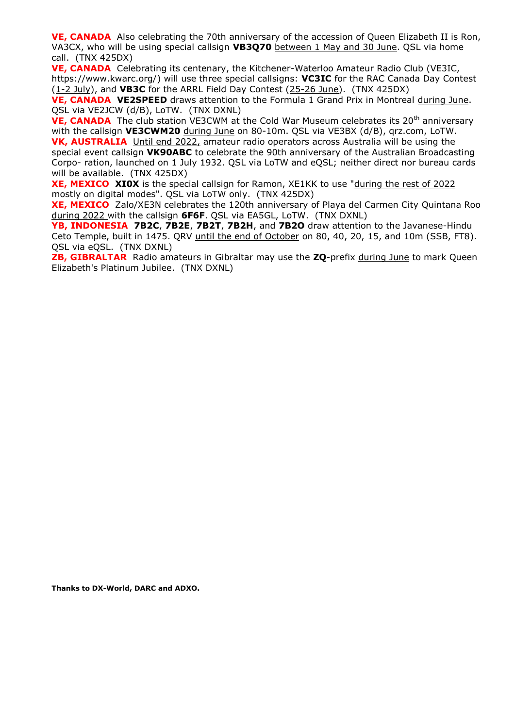**VE, CANADA** Also celebrating the 70th anniversary of the accession of Queen Elizabeth II is Ron, VA3CX, who will be using special callsign **VB3Q70** between 1 May and 30 June. QSL via home call. (TNX 425DX)

**VE, CANADA** Celebrating its centenary, the Kitchener-Waterloo Amateur Radio Club (VE3IC, https://www.kwarc.org/) will use three special callsigns: **VC3IC** for the RAC Canada Day Contest (1-2 July), and **VB3C** for the ARRL Field Day Contest (25-26 June). (TNX 425DX)

**VE, CANADA** **VE2SPEED** draws attention to the Formula 1 Grand Prix in Montreal during June. QSL via VE2JCW (d/B), LoTW. (TNX DXNL)

**VE, CANADA** The club station VE3CWM at the Cold War Museum celebrates its 20th anniversary with the callsign **VE3CWM20** during June on 80-10m. QSL via VE3BX (d/B), qrz.com, LoTW.

**VK, AUSTRALIA** Until end 2022, amateur radio operators across Australia will be using the special event callsign **VK90ABC** to celebrate the 90th anniversary of the Australian Broadcasting Corpo- ration, launched on 1 July 1932. QSL via LoTW and eQSL; neither direct nor bureau cards will be available. (TNX 425DX)

**XE, MEXICO** **XI0X** is the special callsign for Ramon, XE1KK to use "during the rest of 2022 mostly on digital modes". QSL via LoTW only. (TNX 425DX)

**XE, MEXICO** Zalo/XE3N celebrates the 120th anniversary of Playa del Carmen City Quintana Roo during 2022 with the callsign **6F6F**. QSL via EA5GL, LoTW. (TNX DXNL)

**YB, INDONESIA** **7B2C**, **7B2E**, **7B2T**, **7B2H**, and **7B2O** draw attention to the Javanese-Hindu Ceto Temple, built in 1475. QRV until the end of October on 80, 40, 20, 15, and 10m (SSB, FT8). QSL via eQSL. (TNX DXNL)

**ZB, GIBRALTAR** Radio amateurs in Gibraltar may use the **ZQ**-prefix during June to mark Queen Elizabeth's Platinum Jubilee. (TNX DXNL)

**Thanks to DX-World, DARC and ADXO.**